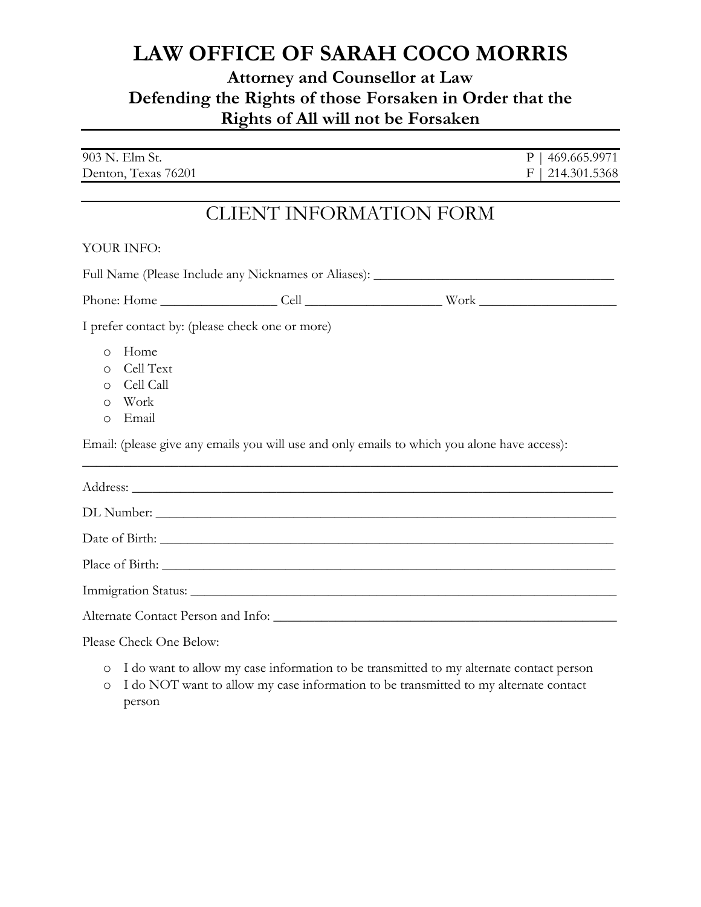# LAW OFFICE OF SARAH COCO MORRIS

**Attorney and Counsellor at Law**

**Defending the Rights of those Forsaken in Order that the Rights of All will not be Forsaken**

903 N. Elm St.
Denton, Texas 76201

P | 469.665.9971
F | 214.301.5368

## CLIENT INFORMATION FORM

YOUR INFO:

Full Name (Please Include any Nicknames or Aliases): ___________________________________

Phone: Home _________________ Cell ____________________ Work ____________________

I prefer contact by: (please check one or more)

- o Home
- o Cell Text
- o Cell Call
- o Work
- o Email

Email: (please give any emails you will use and only emails to which you alone have access):
_______________________________________________________________________________

Address: _______________________________________________________________________

DL Number: _____________________________________________________________________

Date of Birth: ___________________________________________________________________

Place of Birth: __________________________________________________________________

Immigration Status: ______________________________________________________________

Alternate Contact Person and Info: __________________________________________________

Please Check One Below:

- o I do want to allow my case information to be transmitted to my alternate contact person
- o I do NOT want to allow my case information to be transmitted to my alternate contact person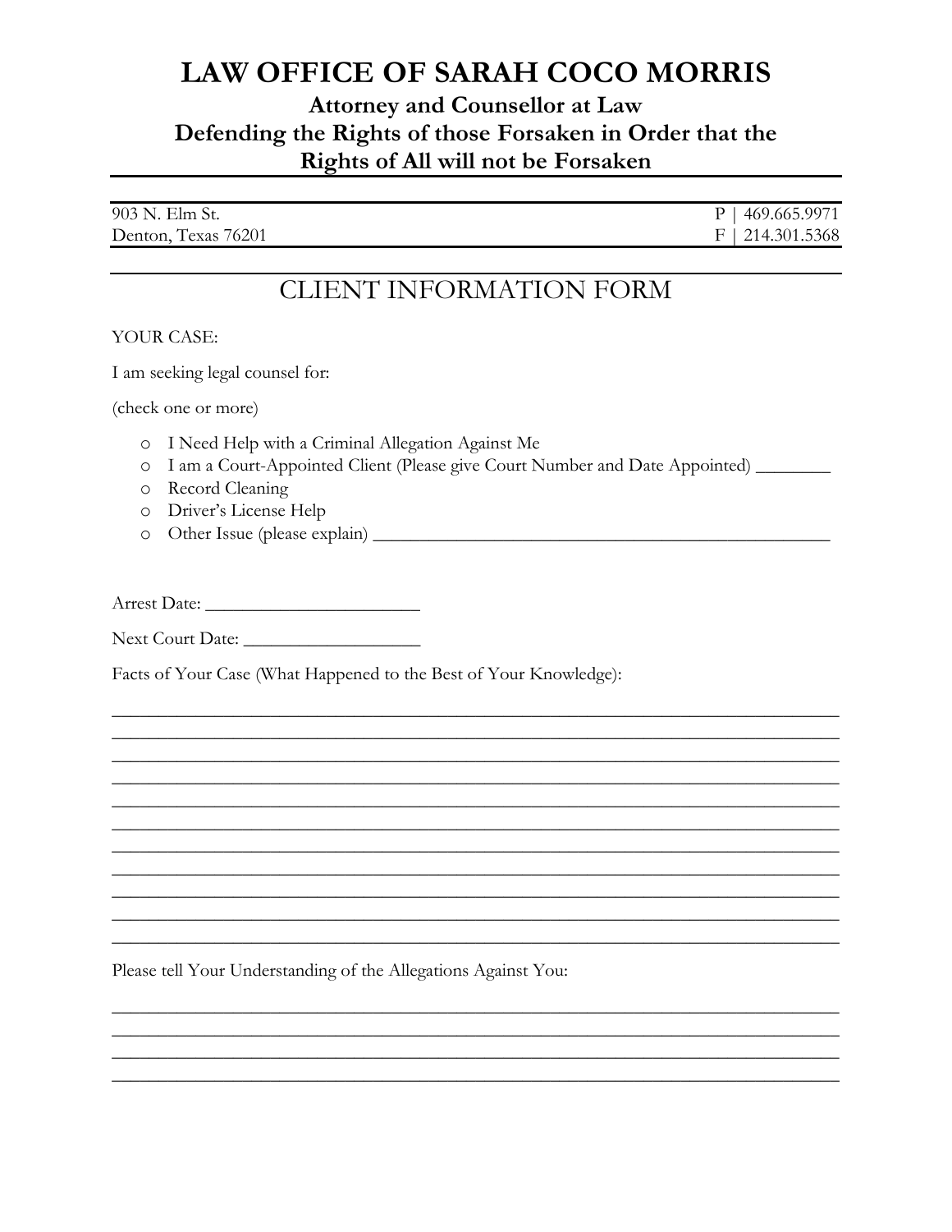# LAW OFFICE OF SARAH COCO MORRIS

**Attorney and Counsellor at Law**
**Defending the Rights of those Forsaken in Order that the Rights of All will not be Forsaken**

---

903 N. Elm St. P | 469.665.9971
Denton, Texas 76201 F | 214.301.5368

---

## CLIENT INFORMATION FORM

YOUR CASE:

I am seeking legal counsel for:

(check one or more)

- o I Need Help with a Criminal Allegation Against Me
- o I am a Court-Appointed Client (Please give Court Number and Date Appointed) ________
- o Record Cleaning
- o Driver's License Help
- o Other Issue (please explain) ___________________________________________________

Arrest Date: _______________________

Next Court Date: ___________________

Facts of Your Case (What Happened to the Best of Your Knowledge):

_______________________________________________________________________________
_______________________________________________________________________________
_______________________________________________________________________________
_______________________________________________________________________________
_______________________________________________________________________________
_______________________________________________________________________________
_______________________________________________________________________________
_______________________________________________________________________________
_______________________________________________________________________________
_______________________________________________________________________________
_______________________________________________________________________________

Please tell Your Understanding of the Allegations Against You:

_______________________________________________________________________________
_______________________________________________________________________________
_______________________________________________________________________________
_______________________________________________________________________________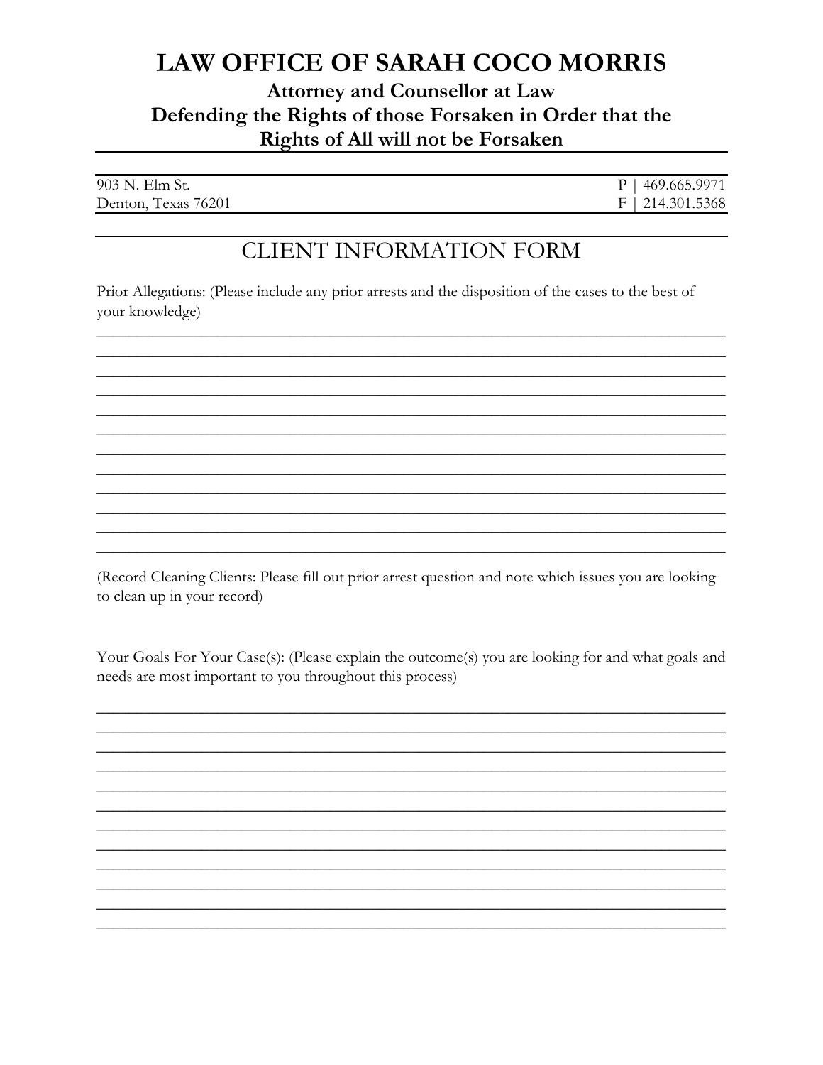# LAW OFFICE OF SARAH COCO MORRIS

**Attorney and Counsellor at Law**
**Defending the Rights of those Forsaken in Order that the Rights of All will not be Forsaken**

| 903 N. Elm St. | P \| 469.665.9971 |
| --- | --- |
| Denton, Texas 76201 | F \| 214.301.5368 |

## CLIENT INFORMATION FORM

Prior Allegations: (Please include any prior arrests and the disposition of the cases to the best of your knowledge)

_______________________________________________________________________________
_______________________________________________________________________________
_______________________________________________________________________________
_______________________________________________________________________________
_______________________________________________________________________________
_______________________________________________________________________________
_______________________________________________________________________________
_______________________________________________________________________________
_______________________________________________________________________________
_______________________________________________________________________________
_______________________________________________________________________________
_______________________________________________________________________________

(Record Cleaning Clients: Please fill out prior arrest question and note which issues you are looking to clean up in your record)

Your Goals For Your Case(s): (Please explain the outcome(s) you are looking for and what goals and needs are most important to you throughout this process)

_______________________________________________________________________________
_______________________________________________________________________________
_______________________________________________________________________________
_______________________________________________________________________________
_______________________________________________________________________________
_______________________________________________________________________________
_______________________________________________________________________________
_______________________________________________________________________________
_______________________________________________________________________________
_______________________________________________________________________________
_______________________________________________________________________________
_______________________________________________________________________________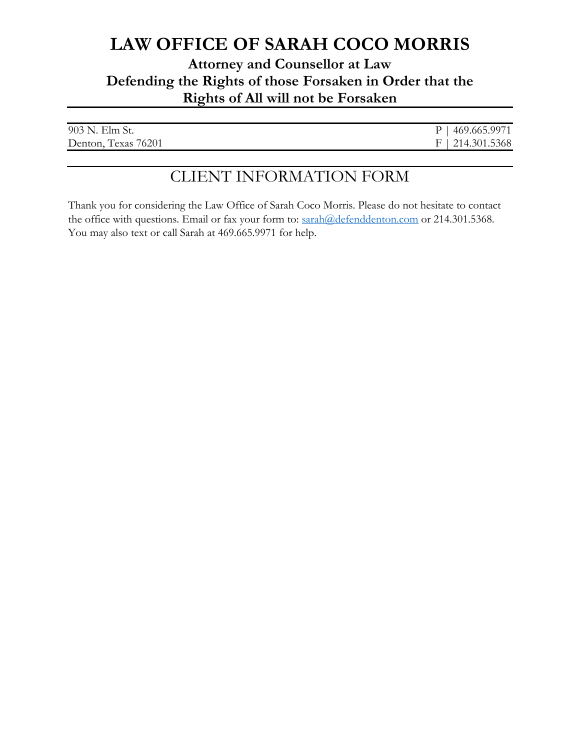# LAW OFFICE OF SARAH COCO MORRIS

### Attorney and Counsellor at Law
### Defending the Rights of those Forsaken in Order that the Rights of All will not be Forsaken

| | |
|---|---|
| 903 N. Elm St. | P \| 469.665.9971 |
| Denton, Texas 76201 | F \| 214.301.5368 |

## CLIENT INFORMATION FORM

Thank you for considering the Law Office of Sarah Coco Morris. Please do not hesitate to contact the office with questions. Email or fax your form to: sarah@defenddenton.com or 214.301.5368. You may also text or call Sarah at 469.665.9971 for help.